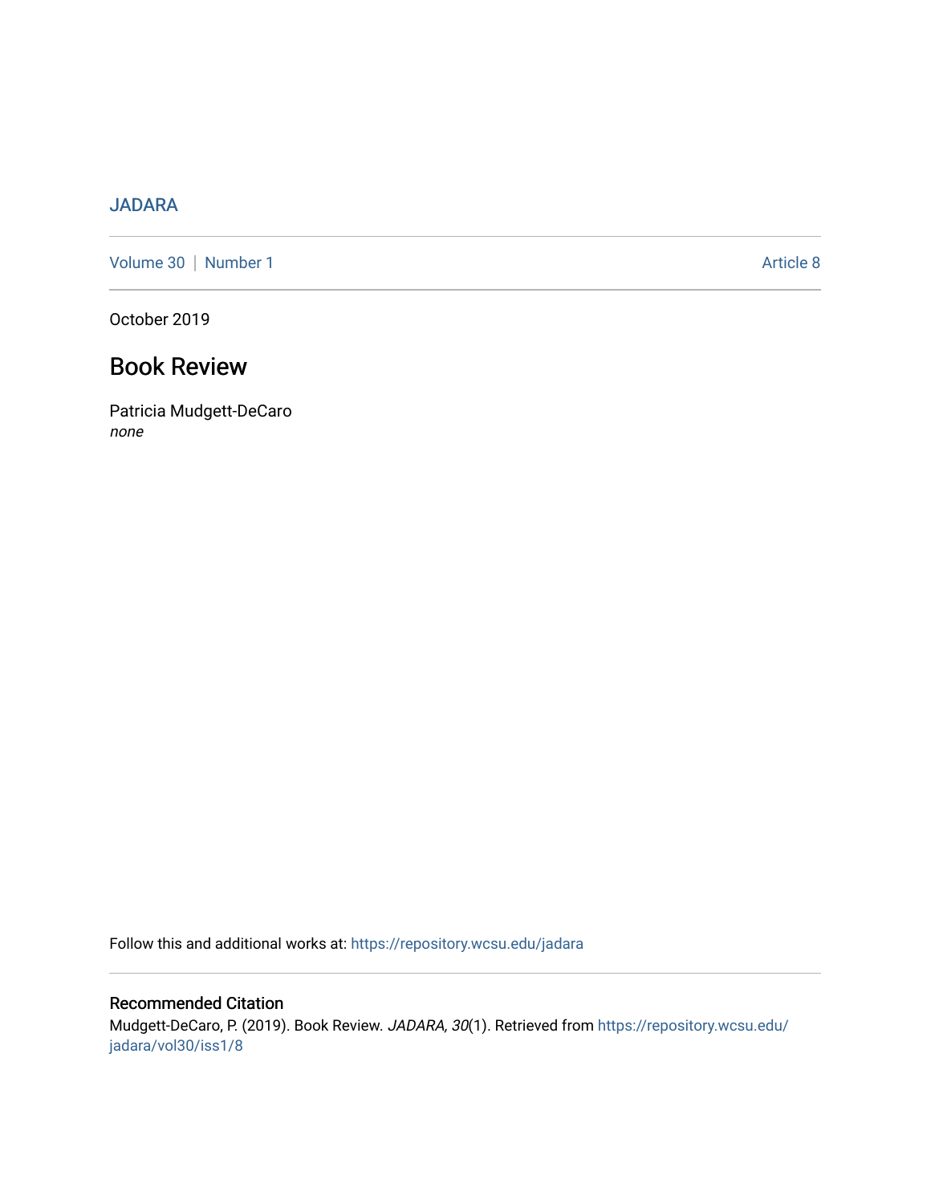JADARA

Volume 30 | Number 1 Article 8

October 2019

# Book Review

Patricia Mudgett-DeCaro
*none*

Follow this and additional works at: https://repository.wcsu.edu/jadara

## Recommended Citation

Mudgett-DeCaro, P. (2019). Book Review. *JADARA, 30*(1). Retrieved from https://repository.wcsu.edu/jadara/vol30/iss1/8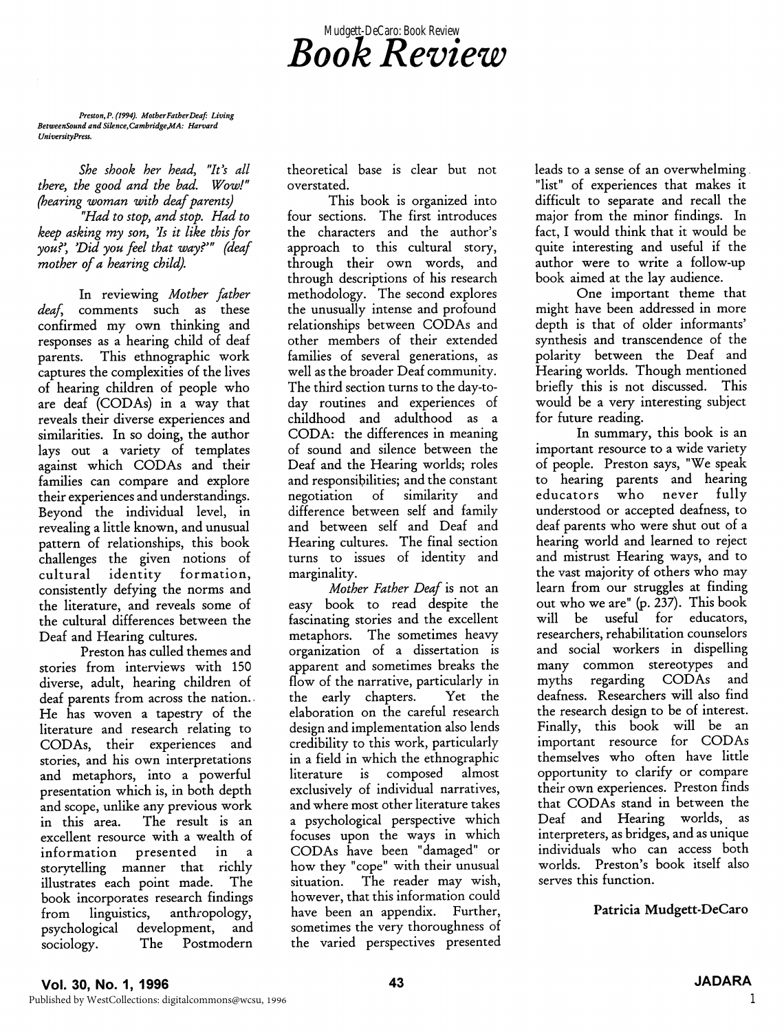# Book Review

*Preston, P. (1994). Mother Father Deaf: Living Between Sound and Silence, Cambridge, MA: Harvard University Press.*

*She shook her head, "It's all there, the good and the bad. Wow!" (hearing woman with deaf parents)*

*"Had to stop, and stop. Had to keep asking my son, 'Is it like this for you?', 'Did you feel that way?'" (deaf mother of a hearing child).*

In reviewing *Mother father deaf*, comments such as these confirmed my own thinking and responses as a hearing child of deaf parents. This ethnographic work captures the complexities of the lives of hearing children of people who are deaf (CODAs) in a way that reveals their diverse experiences and similarities. In so doing, the author lays out a variety of templates against which CODAs and their families can compare and explore their experiences and understandings. Beyond the individual level, in revealing a little known, and unusual pattern of relationships, this book challenges the given notions of cultural identity formation, consistently defying the norms and the literature, and reveals some of the cultural differences between the Deaf and Hearing cultures.

Preston has culled themes and stories from interviews with 150 diverse, adult, hearing children of deaf parents from across the nation. He has woven a tapestry of the literature and research relating to CODAs, their experiences and stories, and his own interpretations and metaphors, into a powerful presentation which is, in both depth and scope, unlike any previous work in this area. The result is an excellent resource with a wealth of information presented in a storytelling manner that richly illustrates each point made. The book incorporates research findings from linguistics, anthropology, psychological development, and sociology. The Postmodern theoretical base is clear but not overstated.

This book is organized into four sections. The first introduces the characters and the author's approach to this cultural story, through their own words, and through descriptions of his research methodology. The second explores the unusually intense and profound relationships between CODAs and other members of their extended families of several generations, as well as the broader Deaf community. The third section turns to the day-to-day routines and experiences of childhood and adulthood as a CODA: the differences in meaning of sound and silence between the Deaf and the Hearing worlds; roles and responsibilities; and the constant negotiation of similarity and difference between self and family and between self and Deaf and Hearing cultures. The final section turns to issues of identity and marginality.

*Mother Father Deaf* is not an easy book to read despite the fascinating stories and the excellent metaphors. The sometimes heavy organization of a dissertation is apparent and sometimes breaks the flow of the narrative, particularly in the early chapters. Yet the elaboration on the careful research design and implementation also lends credibility to this work, particularly in a field in which the ethnographic literature is composed almost exclusively of individual narratives, and where most other literature takes a psychological perspective which focuses upon the ways in which CODAs have been "damaged" or how they "cope" with their unusual situation. The reader may wish, however, that this information could have been an appendix. Further, sometimes the very thoroughness of the varied perspectives presented leads to a sense of an overwhelming "list" of experiences that makes it difficult to separate and recall the major from the minor findings. In fact, I would think that it would be quite interesting and useful if the author were to write a follow-up book aimed at the lay audience.

One important theme that might have been addressed in more depth is that of older informants' synthesis and transcendence of the polarity between the Deaf and Hearing worlds. Though mentioned briefly this is not discussed. This would be a very interesting subject for future reading.

In summary, this book is an important resource to a wide variety of people. Preston says, "We speak to hearing parents and hearing educators who never fully understood or accepted deafness, to deaf parents who were shut out of a hearing world and learned to reject and mistrust Hearing ways, and to the vast majority of others who may learn from our struggles at finding out who we are" (p. 237). This book will be useful for educators, researchers, rehabilitation counselors and social workers in dispelling many common stereotypes and myths regarding CODAs and deafness. Researchers will also find the research design to be of interest. Finally, this book will be an important resource for CODAs themselves who often have little opportunity to clarify or compare their own experiences. Preston finds that CODAs stand in between the Deaf and Hearing worlds, as interpreters, as bridges, and as unique individuals who can access both worlds. Preston's book itself also serves this function.

**Patricia Mudgett-DeCaro**